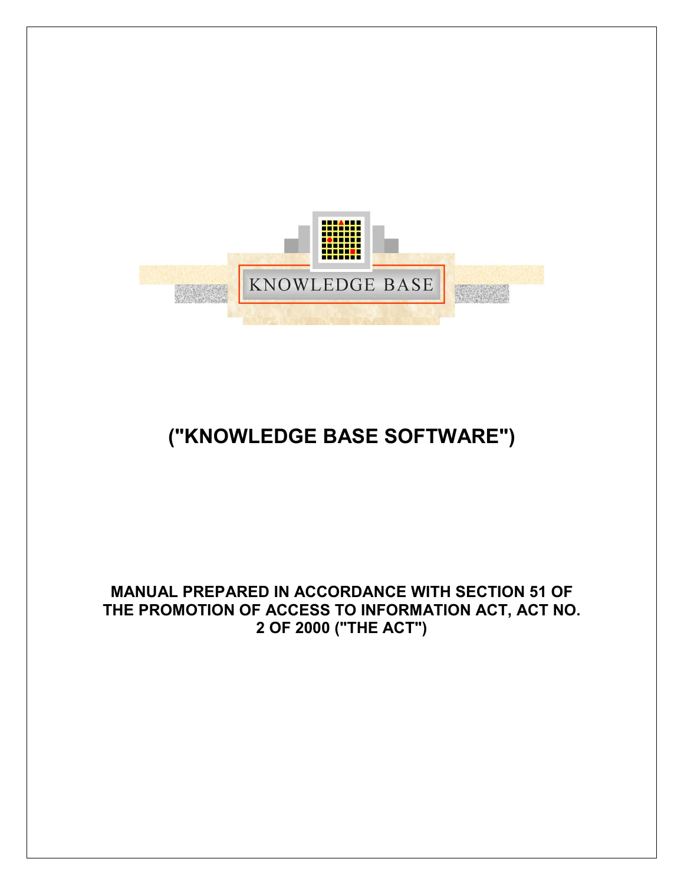KNOWLEDGE BASE

# ("KNOWLEDGE BASE SOFTWARE")

**MANUAL PREPARED IN ACCORDANCE WITH SECTION 51 OF THE PROMOTION OF ACCESS TO INFORMATION ACT, ACT NO. 2 OF 2000 ("THE ACT")**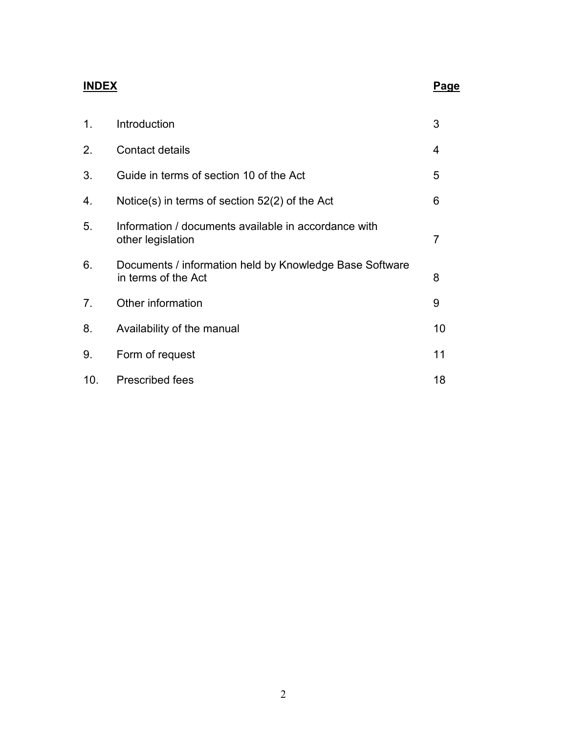## INDEX

| | | Page |
|---|---|---|
| 1. | Introduction | 3 |
| 2. | Contact details | 4 |
| 3. | Guide in terms of section 10 of the Act | 5 |
| 4. | Notice(s) in terms of section 52(2) of the Act | 6 |
| 5. | Information / documents available in accordance with other legislation | 7 |
| 6. | Documents / information held by Knowledge Base Software in terms of the Act | 8 |
| 7. | Other information | 9 |
| 8. | Availability of the manual | 10 |
| 9. | Form of request | 11 |
| 10. | Prescribed fees | 18 |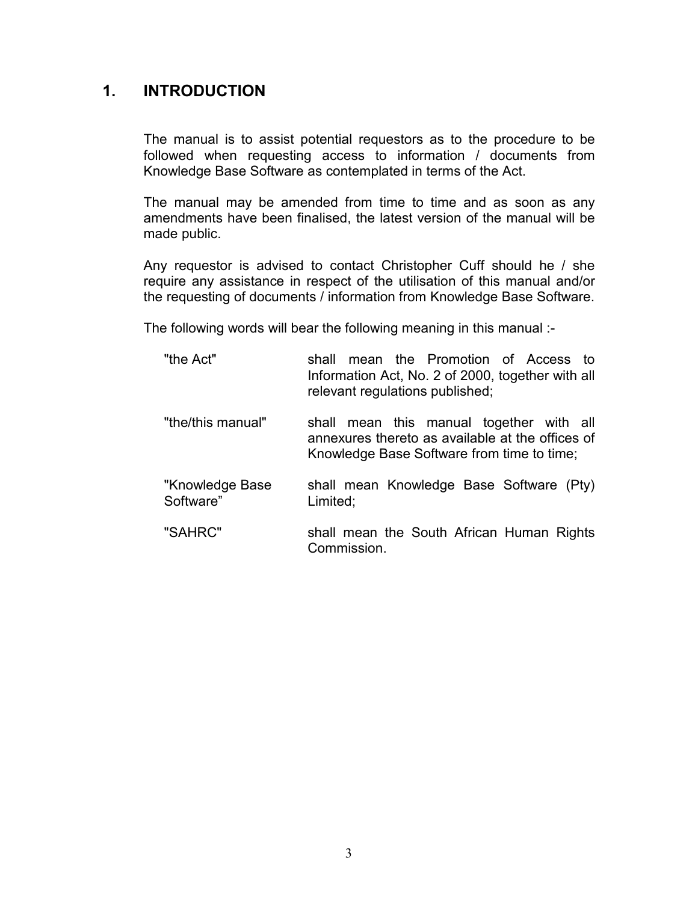# 1. INTRODUCTION

The manual is to assist potential requestors as to the procedure to be followed when requesting access to information / documents from Knowledge Base Software as contemplated in terms of the Act.

The manual may be amended from time to time and as soon as any amendments have been finalised, the latest version of the manual will be made public.

Any requestor is advised to contact Christopher Cuff should he / she require any assistance in respect of the utilisation of this manual and/or the requesting of documents / information from Knowledge Base Software.

The following words will bear the following meaning in this manual :-

| | |
|---|---|
| "the Act" | shall mean the Promotion of Access to Information Act, No. 2 of 2000, together with all relevant regulations published; |
| "the/this manual" | shall mean this manual together with all annexures thereto as available at the offices of Knowledge Base Software from time to time; |
| "Knowledge Base Software" | shall mean Knowledge Base Software (Pty) Limited; |
| "SAHRC" | shall mean the South African Human Rights Commission. |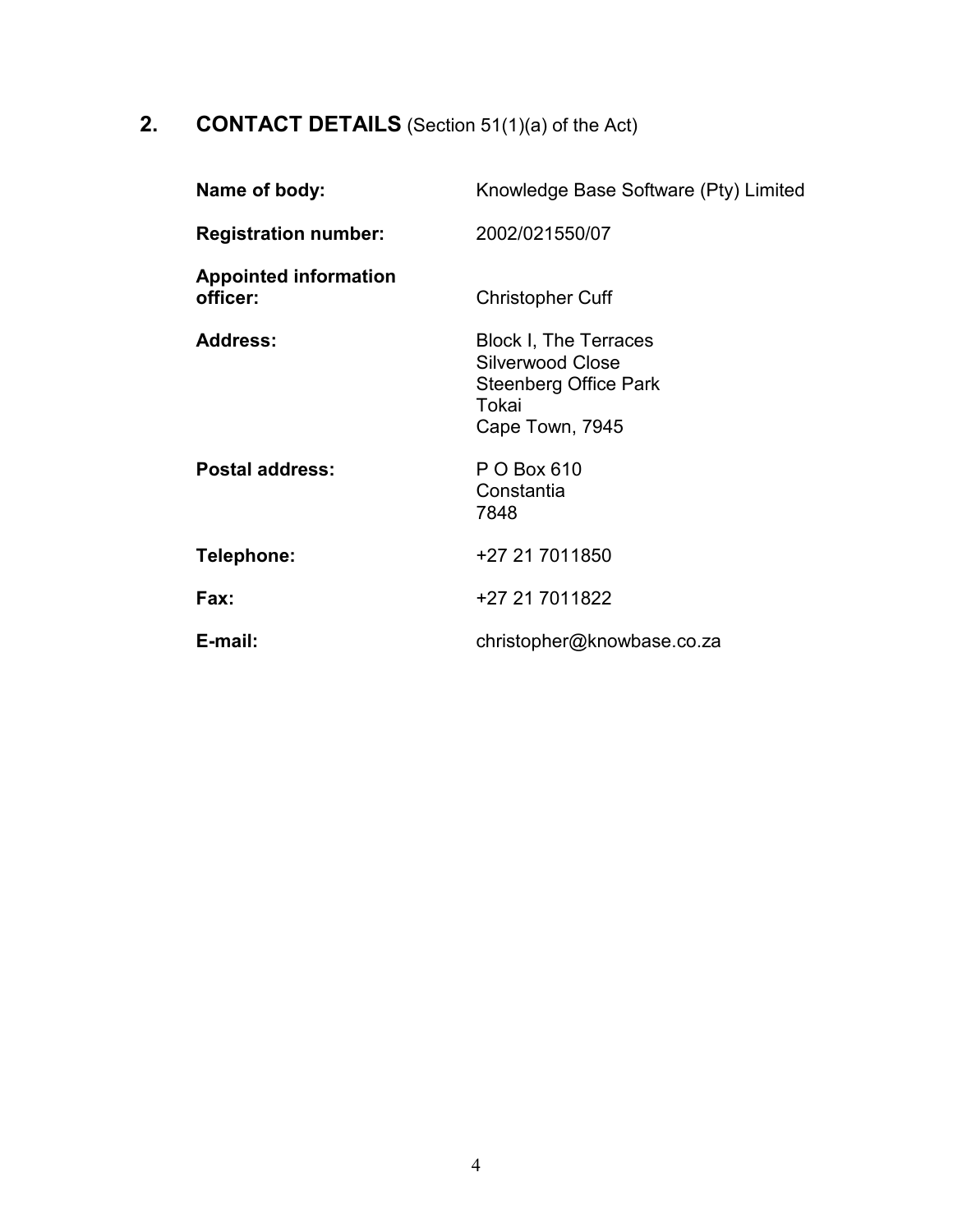## 2. CONTACT DETAILS (Section 51(1)(a) of the Act)

| | |
|---|---|
| **Name of body:** | Knowledge Base Software (Pty) Limited |
| **Registration number:** | 2002/021550/07 |
| **Appointed information officer:** | Christopher Cuff |
| **Address:** | Block I, The Terraces<br>Silverwood Close<br>Steenberg Office Park<br>Tokai<br>Cape Town, 7945 |
| **Postal address:** | P O Box 610<br>Constantia<br>7848 |
| **Telephone:** | +27 21 7011850 |
| **Fax:** | +27 21 7011822 |
| **E-mail:** | christopher@knowbase.co.za |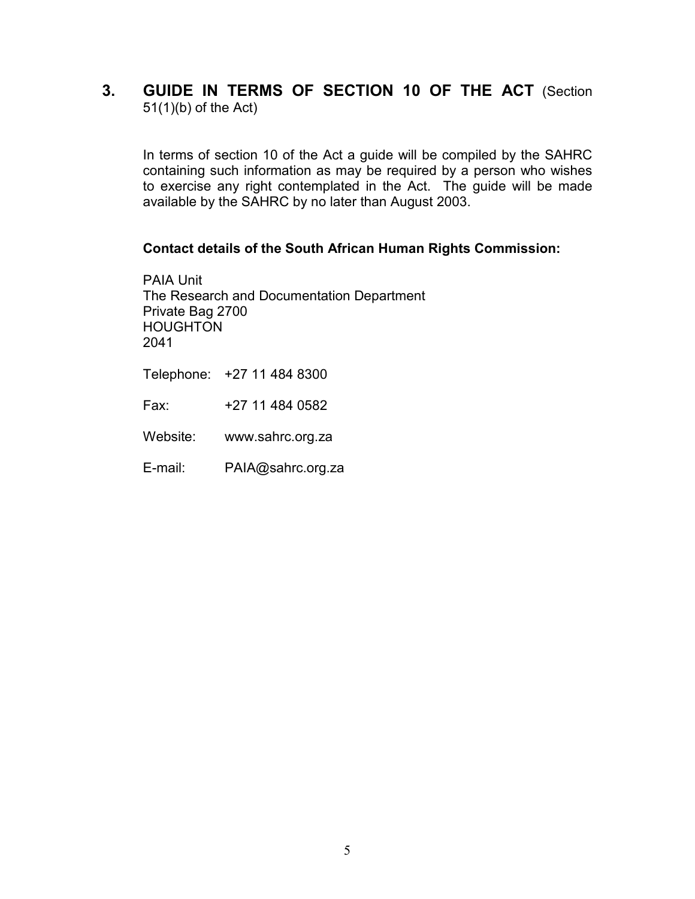## 3. GUIDE IN TERMS OF SECTION 10 OF THE ACT (Section 51(1)(b) of the Act)

In terms of section 10 of the Act a guide will be compiled by the SAHRC containing such information as may be required by a person who wishes to exercise any right contemplated in the Act. The guide will be made available by the SAHRC by no later than August 2003.

**Contact details of the South African Human Rights Commission:**

PAIA Unit
The Research and Documentation Department
Private Bag 2700
HOUGHTON
2041

Telephone: +27 11 484 8300

Fax: +27 11 484 0582

Website: www.sahrc.org.za

E-mail: PAIA@sahrc.org.za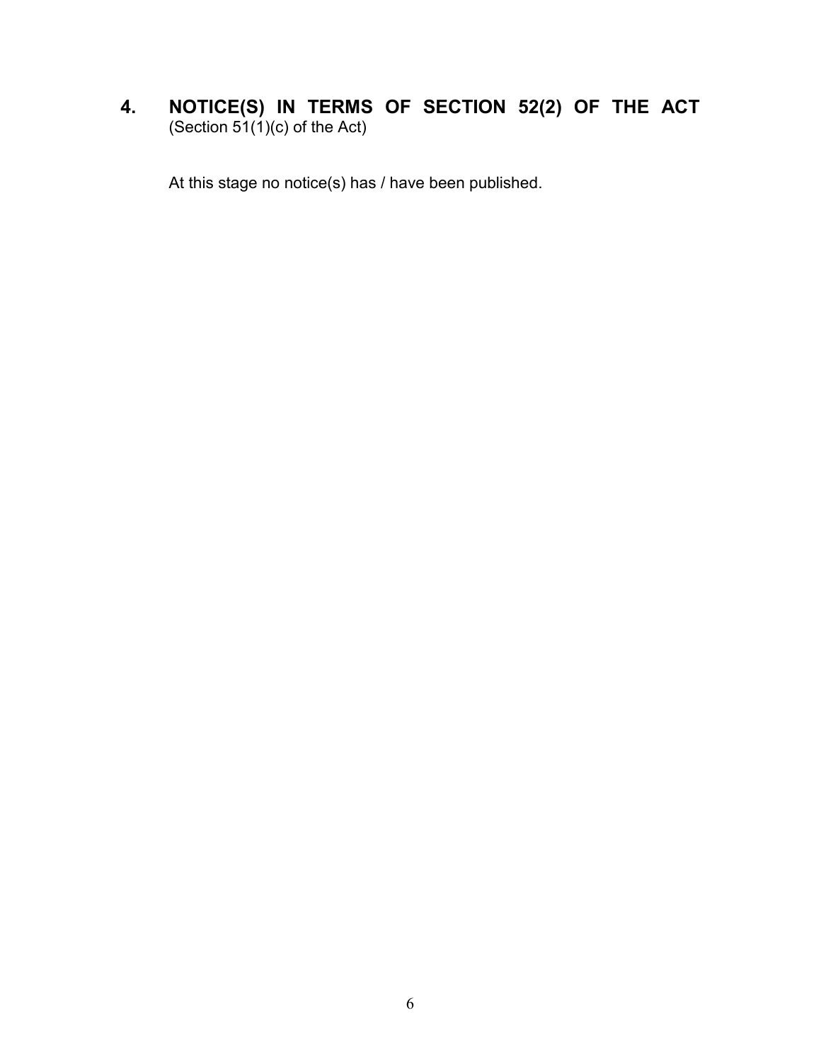## 4. NOTICE(S) IN TERMS OF SECTION 52(2) OF THE ACT

(Section 51(1)(c) of the Act)

At this stage no notice(s) has / have been published.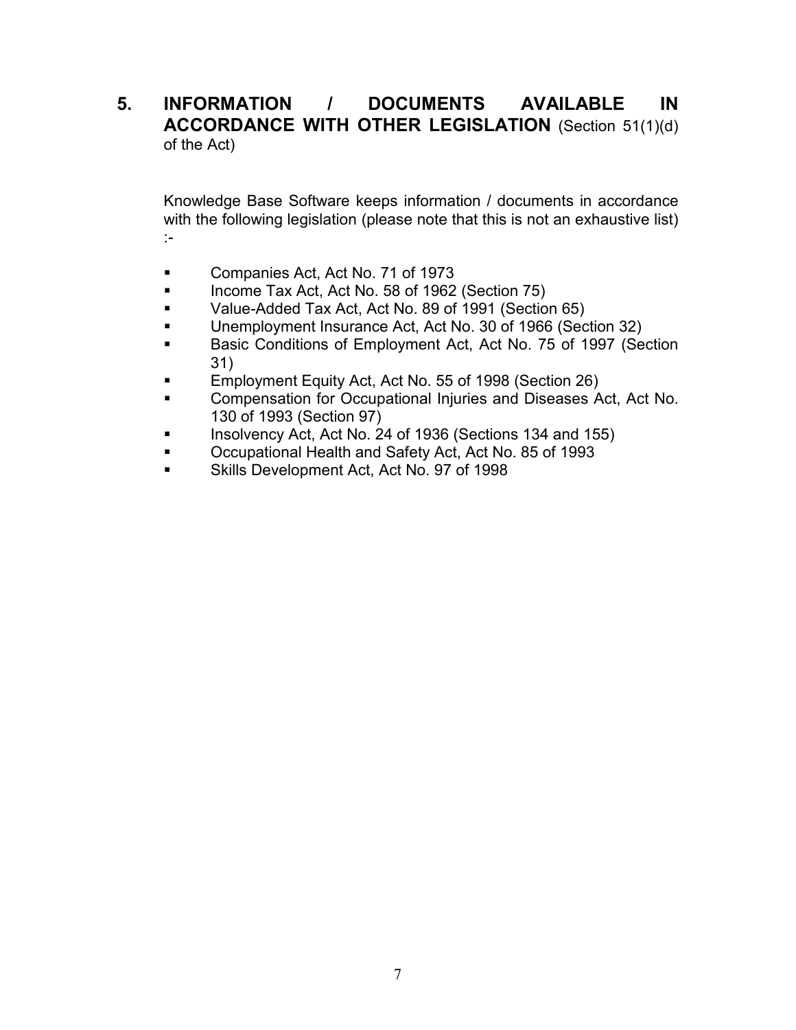## 5. INFORMATION / DOCUMENTS AVAILABLE IN ACCORDANCE WITH OTHER LEGISLATION (Section 51(1)(d) of the Act)

Knowledge Base Software keeps information / documents in accordance with the following legislation (please note that this is not an exhaustive list) :-

- Companies Act, Act No. 71 of 1973
- Income Tax Act, Act No. 58 of 1962 (Section 75)
- Value-Added Tax Act, Act No. 89 of 1991 (Section 65)
- Unemployment Insurance Act, Act No. 30 of 1966 (Section 32)
- Basic Conditions of Employment Act, Act No. 75 of 1997 (Section 31)
- Employment Equity Act, Act No. 55 of 1998 (Section 26)
- Compensation for Occupational Injuries and Diseases Act, Act No. 130 of 1993 (Section 97)
- Insolvency Act, Act No. 24 of 1936 (Sections 134 and 155)
- Occupational Health and Safety Act, Act No. 85 of 1993
- Skills Development Act, Act No. 97 of 1998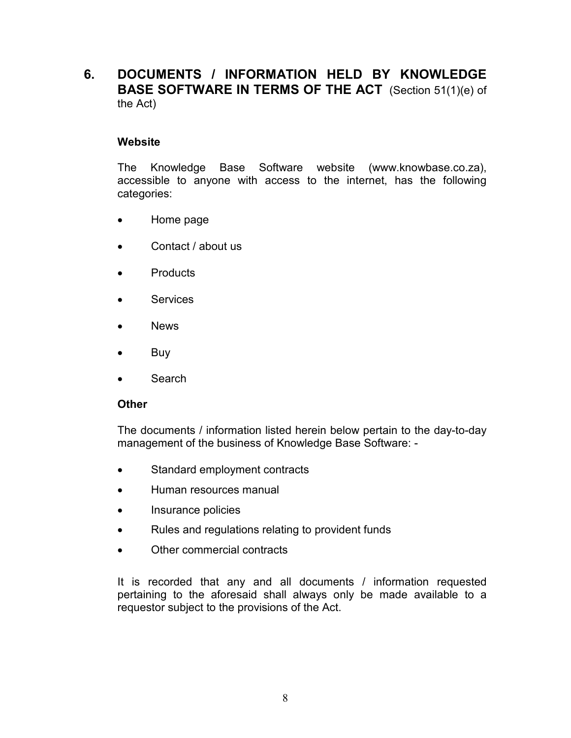## 6. DOCUMENTS / INFORMATION HELD BY KNOWLEDGE BASE SOFTWARE IN TERMS OF THE ACT (Section 51(1)(e) of the Act)

**Website**

The Knowledge Base Software website (www.knowbase.co.za), accessible to anyone with access to the internet, has the following categories:

- Home page
- Contact / about us
- Products
- Services
- News
- Buy
- Search

**Other**

The documents / information listed herein below pertain to the day-to-day management of the business of Knowledge Base Software: -

- Standard employment contracts
- Human resources manual
- Insurance policies
- Rules and regulations relating to provident funds
- Other commercial contracts

It is recorded that any and all documents / information requested pertaining to the aforesaid shall always only be made available to a requestor subject to the provisions of the Act.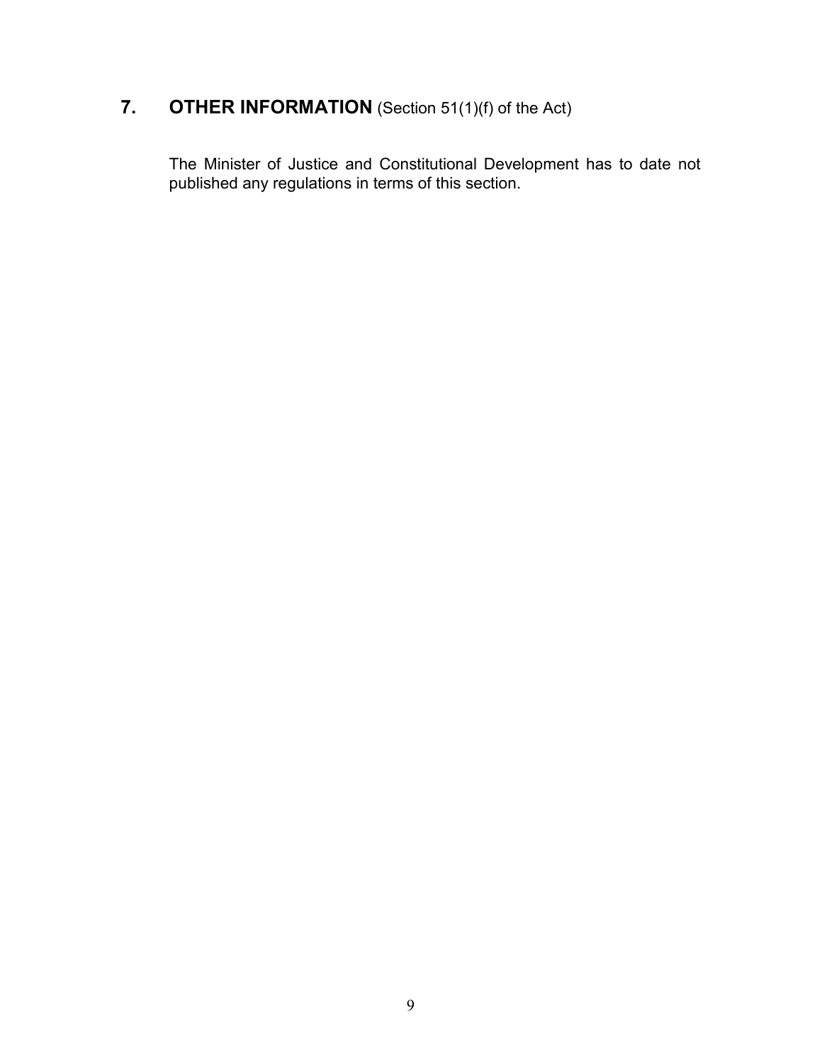## 7. **OTHER INFORMATION** (Section 51(1)(f) of the Act)

The Minister of Justice and Constitutional Development has to date not published any regulations in terms of this section.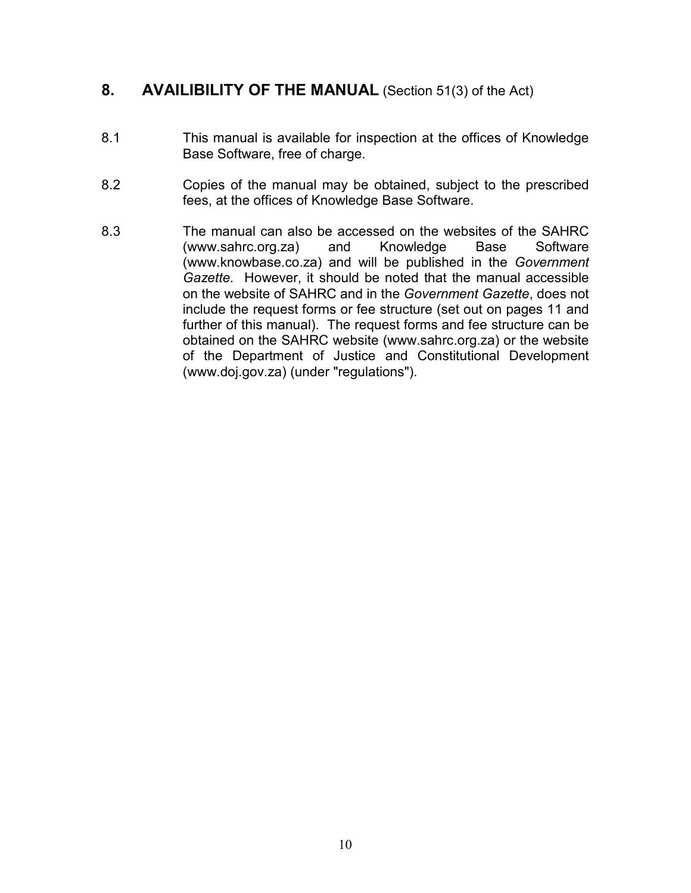## 8. AVAILIBILITY OF THE MANUAL (Section 51(3) of the Act)

8.1 This manual is available for inspection at the offices of Knowledge Base Software, free of charge.

8.2 Copies of the manual may be obtained, subject to the prescribed fees, at the offices of Knowledge Base Software.

8.3 The manual can also be accessed on the websites of the SAHRC (www.sahrc.org.za) and Knowledge Base Software (www.knowbase.co.za) and will be published in the *Government Gazette*. However, it should be noted that the manual accessible on the website of SAHRC and in the *Government Gazette*, does not include the request forms or fee structure (set out on pages 11 and further of this manual). The request forms and fee structure can be obtained on the SAHRC website (www.sahrc.org.za) or the website of the Department of Justice and Constitutional Development (www.doj.gov.za) (under "regulations").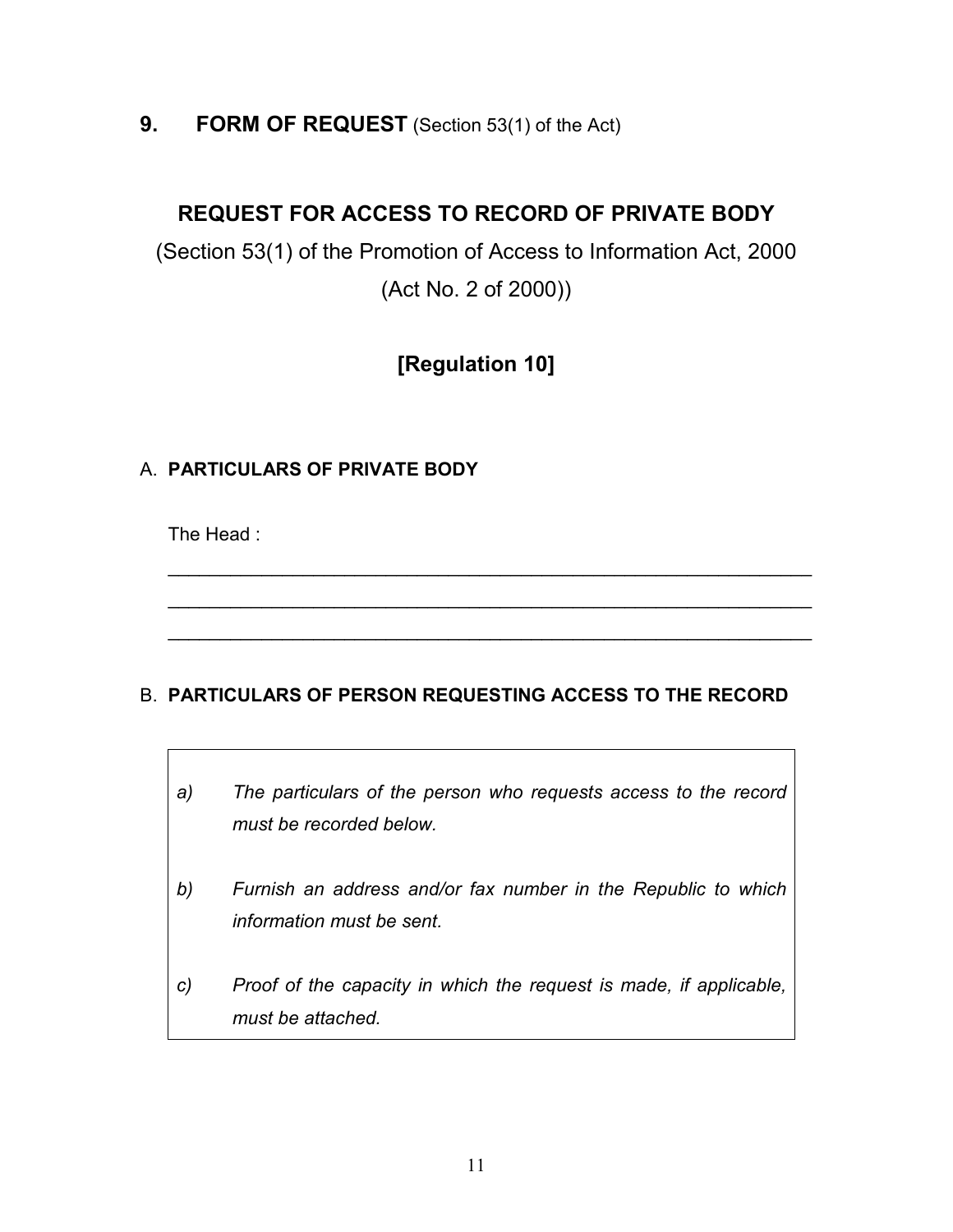## 9. FORM OF REQUEST (Section 53(1) of the Act)

### REQUEST FOR ACCESS TO RECORD OF PRIVATE BODY

(Section 53(1) of the Promotion of Access to Information Act, 2000 (Act No. 2 of 2000))

**[Regulation 10]**

A. **PARTICULARS OF PRIVATE BODY**

The Head :

\_\_\_\_\_\_\_\_\_\_\_\_\_\_\_\_\_\_\_\_\_\_\_\_\_\_\_\_\_\_\_\_\_\_\_\_\_\_\_\_\_\_\_\_\_\_\_\_\_\_\_\_\_\_\_\_\_\_\_\_

\_\_\_\_\_\_\_\_\_\_\_\_\_\_\_\_\_\_\_\_\_\_\_\_\_\_\_\_\_\_\_\_\_\_\_\_\_\_\_\_\_\_\_\_\_\_\_\_\_\_\_\_\_\_\_\_\_\_\_\_

\_\_\_\_\_\_\_\_\_\_\_\_\_\_\_\_\_\_\_\_\_\_\_\_\_\_\_\_\_\_\_\_\_\_\_\_\_\_\_\_\_\_\_\_\_\_\_\_\_\_\_\_\_\_\_\_\_\_\_\_

B. **PARTICULARS OF PERSON REQUESTING ACCESS TO THE RECORD**

a) *The particulars of the person who requests access to the record must be recorded below.*

b) *Furnish an address and/or fax number in the Republic to which information must be sent.*

c) *Proof of the capacity in which the request is made, if applicable, must be attached.*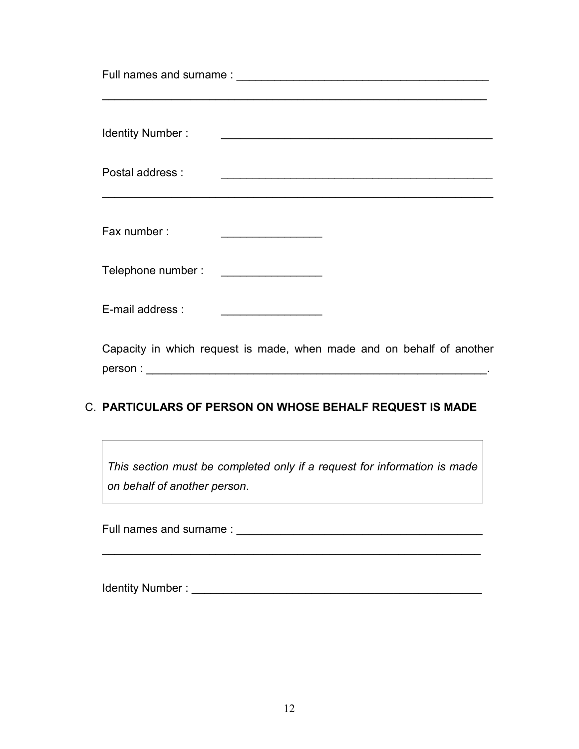Full names and surname : ________________________________________

________________________________________________________________

Identity Number : ____________________________________________

Postal address : ____________________________________________

________________________________________________________________

Fax number : ________________

Telephone number : ________________

E-mail address : ________________

Capacity in which request is made, when made and on behalf of another person : ________________________________________________________.

C. **PARTICULARS OF PERSON ON WHOSE BEHALF REQUEST IS MADE**

| *This section must be completed only if a request for information is made on behalf of another person*. |
| --- |

Full names and surname : ________________________________________

________________________________________________________________

Identity Number : ________________________________________________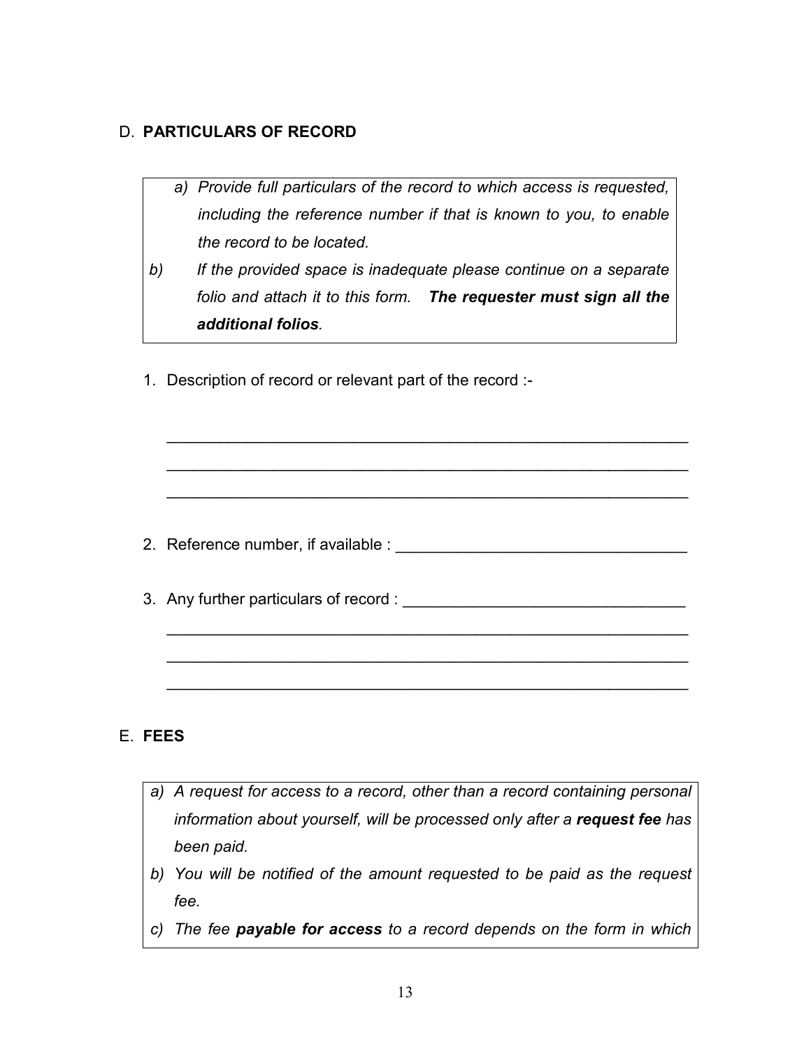## D. PARTICULARS OF RECORD

> a) *Provide full particulars of the record to which access is requested, including the reference number if that is known to you, to enable the record to be located.*
>
> b) *If the provided space is inadequate please continue on a separate folio and attach it to this form.* ***The requester must sign all the additional folios****.*

1. Description of record or relevant part of the record :-

   \_\_\_\_\_\_\_\_\_\_\_\_\_\_\_\_\_\_\_\_\_\_\_\_\_\_\_\_\_\_\_\_\_\_\_\_\_\_\_\_\_\_\_\_\_\_\_\_\_\_\_\_\_\_\_\_\_\_\_\_

   \_\_\_\_\_\_\_\_\_\_\_\_\_\_\_\_\_\_\_\_\_\_\_\_\_\_\_\_\_\_\_\_\_\_\_\_\_\_\_\_\_\_\_\_\_\_\_\_\_\_\_\_\_\_\_\_\_\_\_\_

   \_\_\_\_\_\_\_\_\_\_\_\_\_\_\_\_\_\_\_\_\_\_\_\_\_\_\_\_\_\_\_\_\_\_\_\_\_\_\_\_\_\_\_\_\_\_\_\_\_\_\_\_\_\_\_\_\_\_\_\_

2. Reference number, if available : \_\_\_\_\_\_\_\_\_\_\_\_\_\_\_\_\_\_\_\_\_\_\_\_\_\_\_\_\_\_\_\_\_\_

3. Any further particulars of record : \_\_\_\_\_\_\_\_\_\_\_\_\_\_\_\_\_\_\_\_\_\_\_\_\_\_\_\_\_\_\_\_\_

   \_\_\_\_\_\_\_\_\_\_\_\_\_\_\_\_\_\_\_\_\_\_\_\_\_\_\_\_\_\_\_\_\_\_\_\_\_\_\_\_\_\_\_\_\_\_\_\_\_\_\_\_\_\_\_\_\_\_\_\_

   \_\_\_\_\_\_\_\_\_\_\_\_\_\_\_\_\_\_\_\_\_\_\_\_\_\_\_\_\_\_\_\_\_\_\_\_\_\_\_\_\_\_\_\_\_\_\_\_\_\_\_\_\_\_\_\_\_\_\_\_

   \_\_\_\_\_\_\_\_\_\_\_\_\_\_\_\_\_\_\_\_\_\_\_\_\_\_\_\_\_\_\_\_\_\_\_\_\_\_\_\_\_\_\_\_\_\_\_\_\_\_\_\_\_\_\_\_\_\_\_\_

## E. FEES

> a) *A request for access to a record, other than a record containing personal information about yourself, will be processed only after a* ***request fee*** *has been paid.*
>
> b) *You will be notified of the amount requested to be paid as the request fee.*
>
> c) *The fee* ***payable for access*** *to a record depends on the form in which*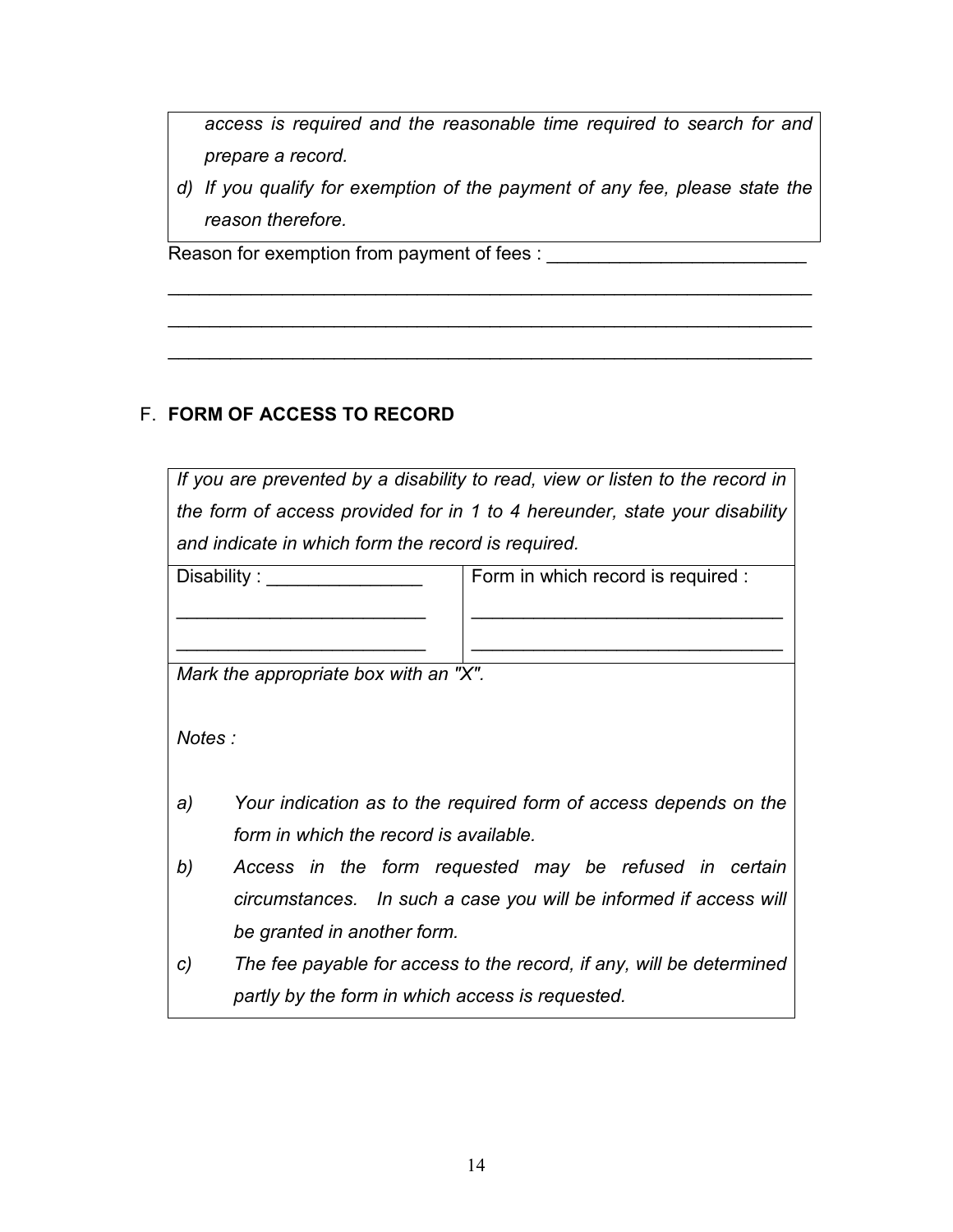*access is required and the reasonable time required to search for and prepare a record.*

*d) If you qualify for exemption of the payment of any fee, please state the reason therefore.*

Reason for exemption from payment of fees : ________________________

______________________________________________________________

______________________________________________________________

______________________________________________________________

## F. FORM OF ACCESS TO RECORD

| *If you are prevented by a disability to read, view or listen to the record in the form of access provided for in 1 to 4 hereunder, state your disability and indicate in which form the record is required.* | |
|---|---|
| Disability : _______________<br>________________________<br>________________________ | Form in which record is required :<br>______________________________<br>______________________________ |
| *Mark the appropriate box with an "X".*<br><br>*Notes :*<br><br>*a) Your indication as to the required form of access depends on the form in which the record is available.*<br>*b) Access in the form requested may be refused in certain circumstances. In such a case you will be informed if access will be granted in another form.*<br>*c) The fee payable for access to the record, if any, will be determined partly by the form in which access is requested.* | |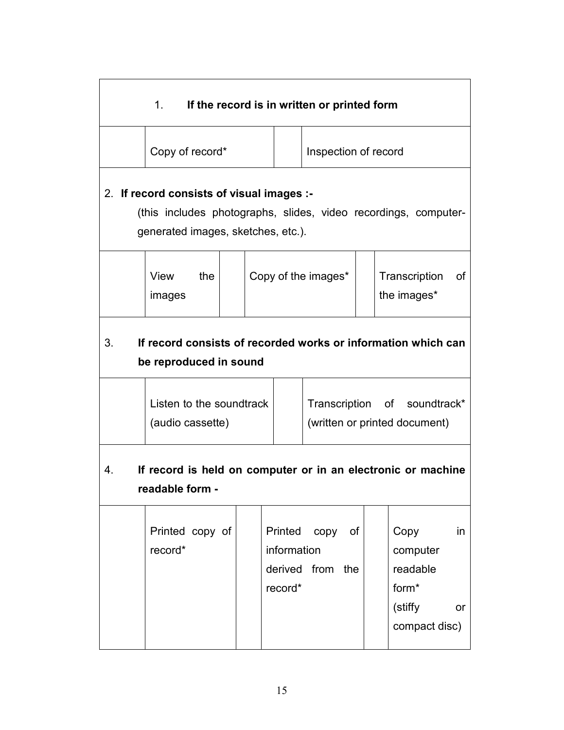| 1. **If the record is in written or printed form** | | | |
|---|---|---|---|
| | Copy of record* | | Inspection of record |

**2. If record consists of visual images :-**
(this includes photographs, slides, video recordings, computer-generated images, sketches, etc.).

| | | | | | |
|---|---|---|---|---|---|
| | View the images | | Copy of the images* | | Transcription of the images* |

**3. If record consists of recorded works or information which can be reproduced in sound**

| | | | |
|---|---|---|---|
| | Listen to the soundtrack (audio cassette) | | Transcription of soundtrack* (written or printed document) |

**4. If record is held on computer or in an electronic or machine readable form -**

| | | | | | |
|---|---|---|---|---|---|
| | Printed copy of record* | | Printed copy of information derived from the record* | | Copy in computer readable form* (stiffy or compact disc) |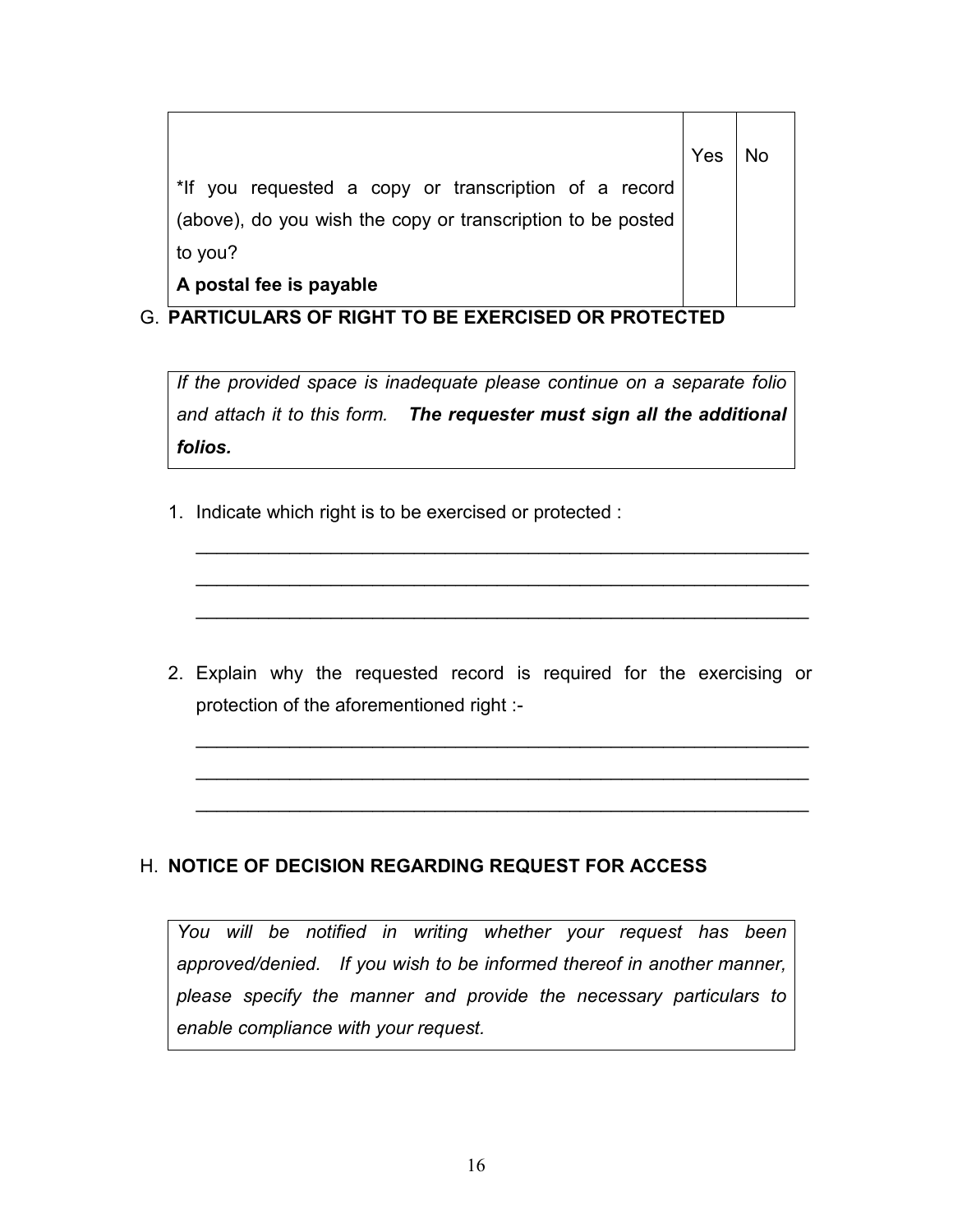| | Yes | No |
|---|---|---|
| *If you requested a copy or transcription of a record (above), do you wish the copy or transcription to be posted to you?<br>**A postal fee is payable** | | |

## G. PARTICULARS OF RIGHT TO BE EXERCISED OR PROTECTED

*If the provided space is inadequate please continue on a separate folio and attach it to this form.* ***The requester must sign all the additional folios.***

1. Indicate which right is to be exercised or protected :

   ____________________________________________________________

   ____________________________________________________________

   ____________________________________________________________

2. Explain why the requested record is required for the exercising or protection of the aforementioned right :-

   ____________________________________________________________

   ____________________________________________________________

   ____________________________________________________________

## H. NOTICE OF DECISION REGARDING REQUEST FOR ACCESS

*You will be notified in writing whether your request has been approved/denied. If you wish to be informed thereof in another manner, please specify the manner and provide the necessary particulars to enable compliance with your request.*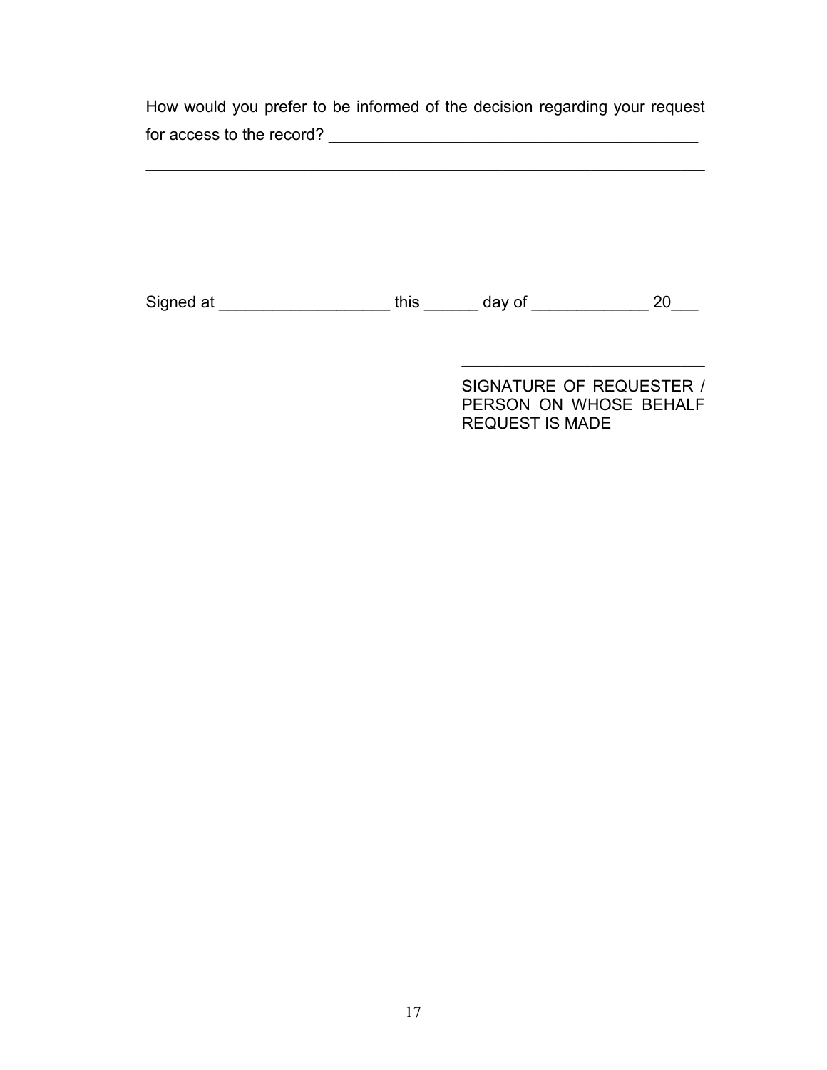How would you prefer to be informed of the decision regarding your request for access to the record? ___________________________________________

_____________________________________________________________________

Signed at ___________________ this ______ day of _____________ 20___

_____________________________

SIGNATURE OF REQUESTER / PERSON ON WHOSE BEHALF REQUEST IS MADE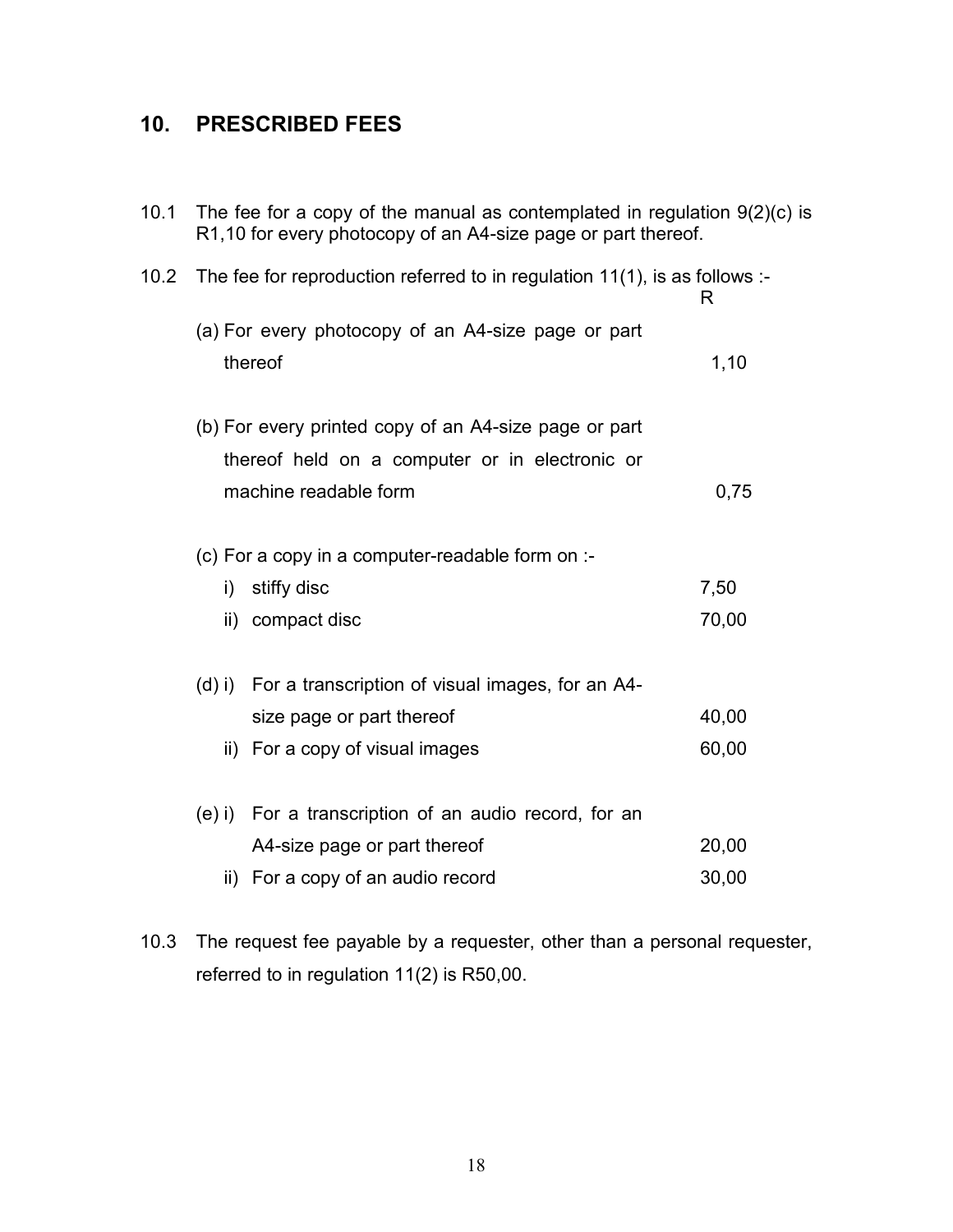## 10. PRESCRIBED FEES

10.1 The fee for a copy of the manual as contemplated in regulation 9(2)(c) is R1,10 for every photocopy of an A4-size page or part thereof.

10.2 The fee for reproduction referred to in regulation 11(1), is as follows :-

| | R |
|---|---|
| (a) For every photocopy of an A4-size page or part thereof | 1,10 |
| (b) For every printed copy of an A4-size page or part thereof held on a computer or in electronic or machine readable form | 0,75 |
| (c) For a copy in a computer-readable form on :- | |
| i) stiffy disc | 7,50 |
| ii) compact disc | 70,00 |
| (d) i) For a transcription of visual images, for an A4-size page or part thereof | 40,00 |
| ii) For a copy of visual images | 60,00 |
| (e) i) For a transcription of an audio record, for an A4-size page or part thereof | 20,00 |
| ii) For a copy of an audio record | 30,00 |

10.3 The request fee payable by a requester, other than a personal requester, referred to in regulation 11(2) is R50,00.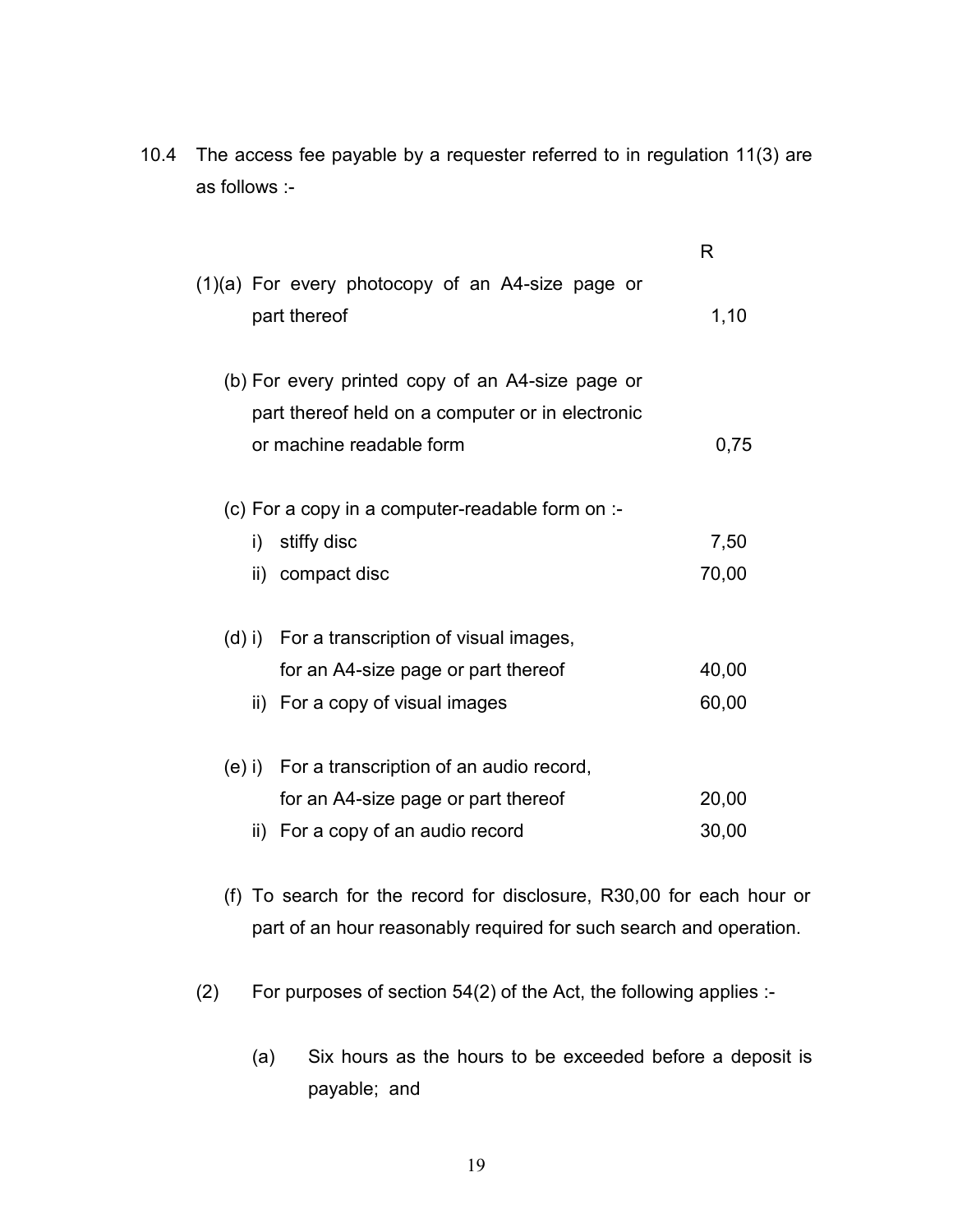10.4 The access fee payable by a requester referred to in regulation 11(3) are as follows :-

| | | R |
|---|---|---|
| (1)(a) | For every photocopy of an A4-size page or part thereof | 1,10 |
| (b) | For every printed copy of an A4-size page or part thereof held on a computer or in electronic or machine readable form | 0,75 |
| (c) | For a copy in a computer-readable form on :- | |
| | i) stiffy disc | 7,50 |
| | ii) compact disc | 70,00 |
| (d) | i) For a transcription of visual images, for an A4-size page or part thereof | 40,00 |
| | ii) For a copy of visual images | 60,00 |
| (e) | i) For a transcription of an audio record, for an A4-size page or part thereof | 20,00 |
| | ii) For a copy of an audio record | 30,00 |

(f) To search for the record for disclosure, R30,00 for each hour or part of an hour reasonably required for such search and operation.

(2) For purposes of section 54(2) of the Act, the following applies :-

(a) Six hours as the hours to be exceeded before a deposit is payable; and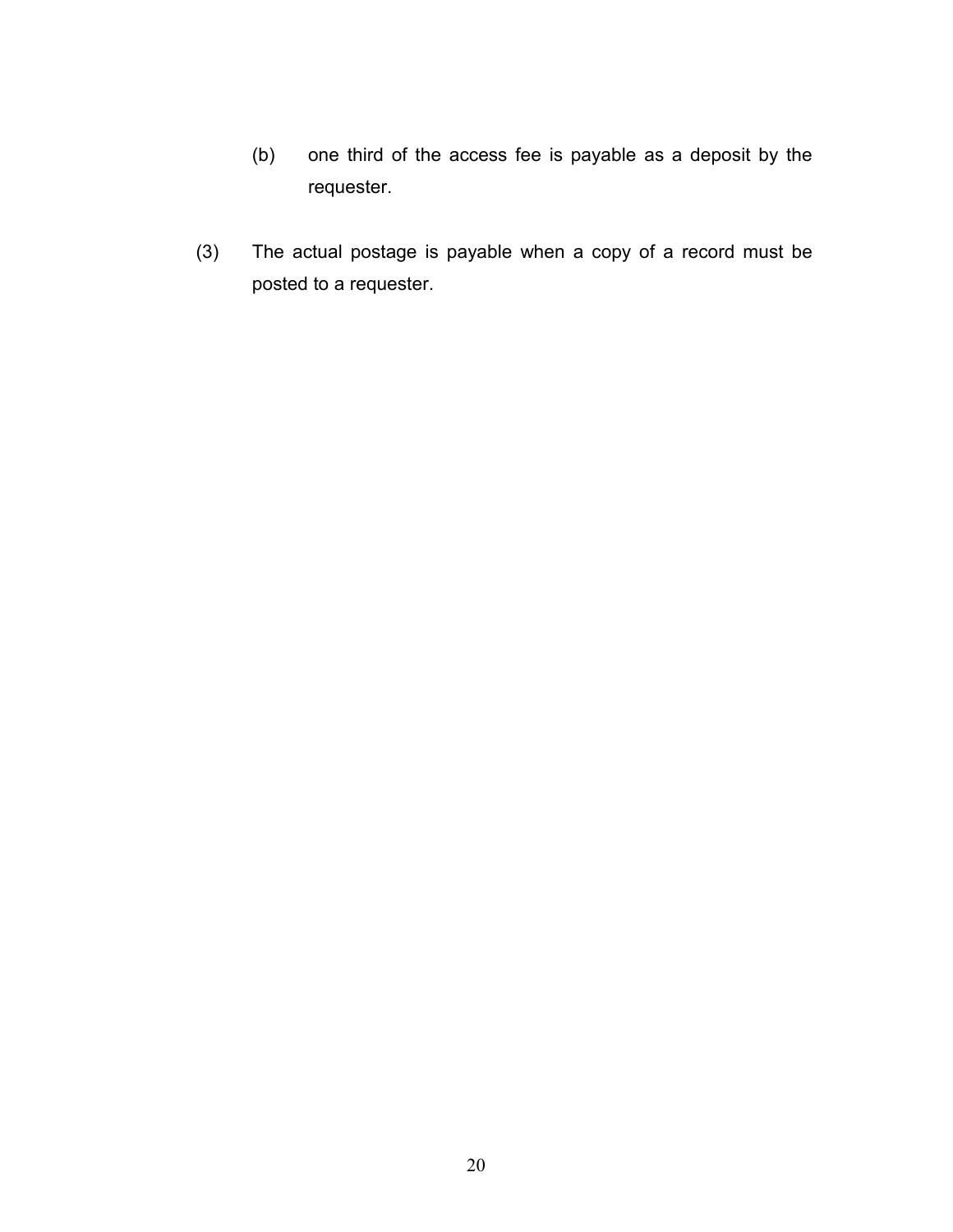(b) one third of the access fee is payable as a deposit by the requester.

(3) The actual postage is payable when a copy of a record must be posted to a requester.